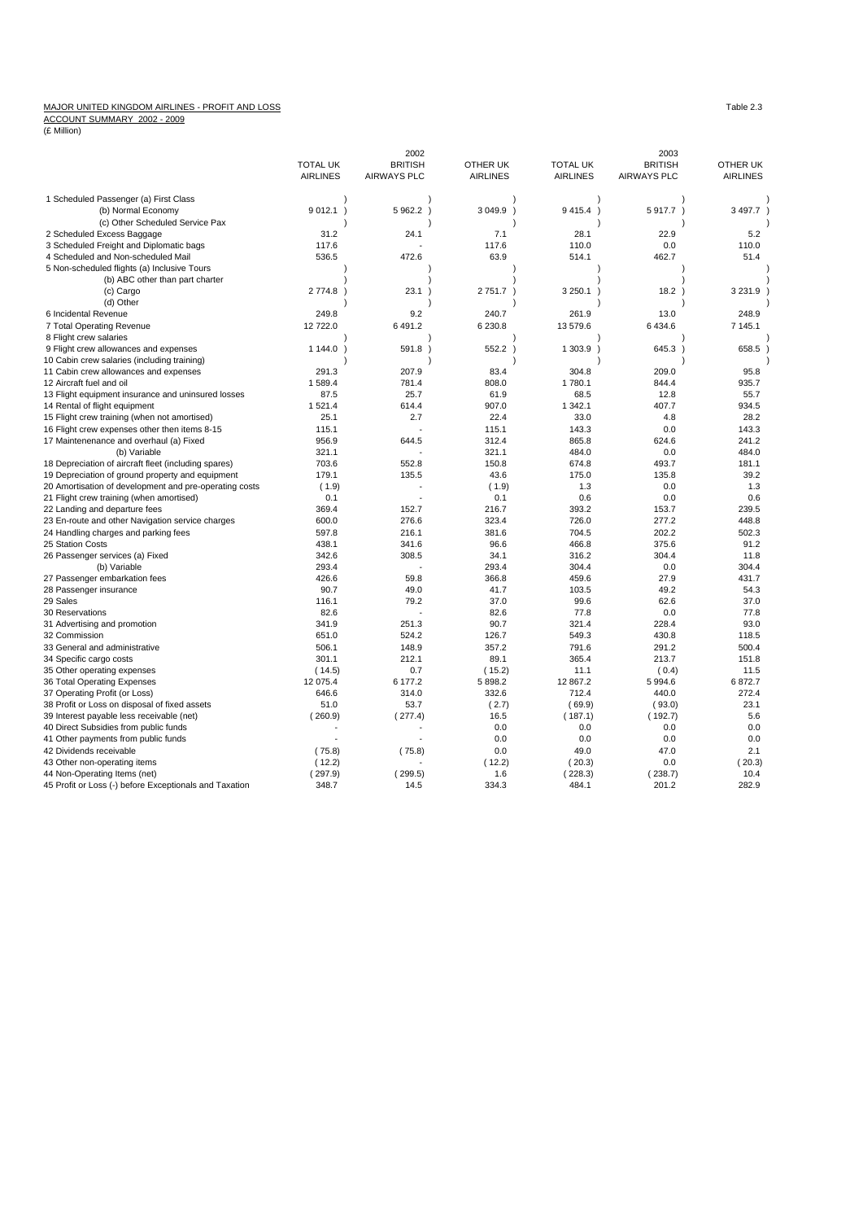MAJOR UNITED KINGDOM AIRLINES - PROFIT AND LOSS

ACCOUNT SUMMARY 2002 - 2009

(£ Million)

Table 2.3

| | 2002 | | | 2003 | | |
|---|---|---|---|---|---|---|
| | TOTAL UK AIRLINES | BRITISH AIRWAYS PLC | OTHER UK AIRLINES | TOTAL UK AIRLINES | BRITISH AIRWAYS PLC | OTHER UK AIRLINES |
| 1 Scheduled Passenger (a) First Class | ) | ) | ) | ) | ) | ) |
| (b) Normal Economy | 9 012.1 ) | 5 962.2 ) | 3 049.9 ) | 9 415.4 ) | 5 917.7 ) | 3 497.7 ) |
| (c) Other Scheduled Service Pax | ) | ) | ) | ) | ) | ) |
| 2 Scheduled Excess Baggage | 31.2 | 24.1 | 7.1 | 28.1 | 22.9 | 5.2 |
| 3 Scheduled Freight and Diplomatic bags | 117.6 | - | 117.6 | 110.0 | 0.0 | 110.0 |
| 4 Scheduled and Non-scheduled Mail | 536.5 | 472.6 | 63.9 | 514.1 | 462.7 | 51.4 |
| 5 Non-scheduled flights (a) Inclusive Tours | ) | ) | ) | ) | ) | ) |
| (b) ABC other than part charter | ) | ) | ) | ) | ) | ) |
| (c) Cargo | 2 774.8 ) | 23.1 ) | 2 751.7 ) | 3 250.1 ) | 18.2 ) | 3 231.9 ) |
| (d) Other | ) | ) | ) | ) | ) | ) |
| 6 Incidental Revenue | 249.8 | 9.2 | 240.7 | 261.9 | 13.0 | 248.9 |
| 7 Total Operating Revenue | 12 722.0 | 6 491.2 | 6 230.8 | 13 579.6 | 6 434.6 | 7 145.1 |
| 8 Flight crew salaries | ) | ) | ) | ) | ) | ) |
| 9 Flight crew allowances and expenses | 1 144.0 ) | 591.8 ) | 552.2 ) | 1 303.9 ) | 645.3 ) | 658.5 ) |
| 10 Cabin crew salaries (including training) | ) | ) | ) | ) | ) | ) |
| 11 Cabin crew allowances and expenses | 291.3 | 207.9 | 83.4 | 304.8 | 209.0 | 95.8 |
| 12 Aircraft fuel and oil | 1 589.4 | 781.4 | 808.0 | 1 780.1 | 844.4 | 935.7 |
| 13 Flight equipment insurance and uninsured losses | 87.5 | 25.7 | 61.9 | 68.5 | 12.8 | 55.7 |
| 14 Rental of flight equipment | 1 521.4 | 614.4 | 907.0 | 1 342.1 | 407.7 | 934.5 |
| 15 Flight crew training (when not amortised) | 25.1 | 2.7 | 22.4 | 33.0 | 4.8 | 28.2 |
| 16 Flight crew expenses other then items 8-15 | 115.1 | - | 115.1 | 143.3 | 0.0 | 143.3 |
| 17 Maintenenance and overhaul (a) Fixed | 956.9 | 644.5 | 312.4 | 865.8 | 624.6 | 241.2 |
| (b) Variable | 321.1 | - | 321.1 | 484.0 | 0.0 | 484.0 |
| 18 Depreciation of aircraft fleet (including spares) | 703.6 | 552.8 | 150.8 | 674.8 | 493.7 | 181.1 |
| 19 Depreciation of ground property and equipment | 179.1 | 135.5 | 43.6 | 175.0 | 135.8 | 39.2 |
| 20 Amortisation of development and pre-operating costs | ( 1.9) | - | ( 1.9) | 1.3 | 0.0 | 1.3 |
| 21 Flight crew training (when amortised) | 0.1 | - | 0.1 | 0.6 | 0.0 | 0.6 |
| 22 Landing and departure fees | 369.4 | 152.7 | 216.7 | 393.2 | 153.7 | 239.5 |
| 23 En-route and other Navigation service charges | 600.0 | 276.6 | 323.4 | 726.0 | 277.2 | 448.8 |
| 24 Handling charges and parking fees | 597.8 | 216.1 | 381.6 | 704.5 | 202.2 | 502.3 |
| 25 Station Costs | 438.1 | 341.6 | 96.6 | 466.8 | 375.6 | 91.2 |
| 26 Passenger services (a) Fixed | 342.6 | 308.5 | 34.1 | 316.2 | 304.4 | 11.8 |
| (b) Variable | 293.4 | - | 293.4 | 304.4 | 0.0 | 304.4 |
| 27 Passenger embarkation fees | 426.6 | 59.8 | 366.8 | 459.6 | 27.9 | 431.7 |
| 28 Passenger insurance | 90.7 | 49.0 | 41.7 | 103.5 | 49.2 | 54.3 |
| 29 Sales | 116.1 | 79.2 | 37.0 | 99.6 | 62.6 | 37.0 |
| 30 Reservations | 82.6 | - | 82.6 | 77.8 | 0.0 | 77.8 |
| 31 Advertising and promotion | 341.9 | 251.3 | 90.7 | 321.4 | 228.4 | 93.0 |
| 32 Commission | 651.0 | 524.2 | 126.7 | 549.3 | 430.8 | 118.5 |
| 33 General and administrative | 506.1 | 148.9 | 357.2 | 791.6 | 291.2 | 500.4 |
| 34 Specific cargo costs | 301.1 | 212.1 | 89.1 | 365.4 | 213.7 | 151.8 |
| 35 Other operating expenses | ( 14.5) | 0.7 | ( 15.2) | 11.1 | ( 0.4) | 11.5 |
| 36 Total Operating Expenses | 12 075.4 | 6 177.2 | 5 898.2 | 12 867.2 | 5 994.6 | 6 872.7 |
| 37 Operating Profit (or Loss) | 646.6 | 314.0 | 332.6 | 712.4 | 440.0 | 272.4 |
| 38 Profit or Loss on disposal of fixed assets | 51.0 | 53.7 | ( 2.7) | ( 69.9) | ( 93.0) | 23.1 |
| 39 Interest payable less receivable (net) | ( 260.9) | ( 277.4) | 16.5 | ( 187.1) | ( 192.7) | 5.6 |
| 40 Direct Subsidies from public funds | - | - | 0.0 | 0.0 | 0.0 | 0.0 |
| 41 Other payments from public funds | - | - | 0.0 | 0.0 | 0.0 | 0.0 |
| 42 Dividends receivable | ( 75.8) | ( 75.8) | 0.0 | 49.0 | 47.0 | 2.1 |
| 43 Other non-operating items | ( 12.2) | - | ( 12.2) | ( 20.3) | 0.0 | ( 20.3) |
| 44 Non-Operating Items (net) | ( 297.9) | ( 299.5) | 1.6 | ( 228.3) | ( 238.7) | 10.4 |
| 45 Profit or Loss (-) before Exceptionals and Taxation | 348.7 | 14.5 | 334.3 | 484.1 | 201.2 | 282.9 |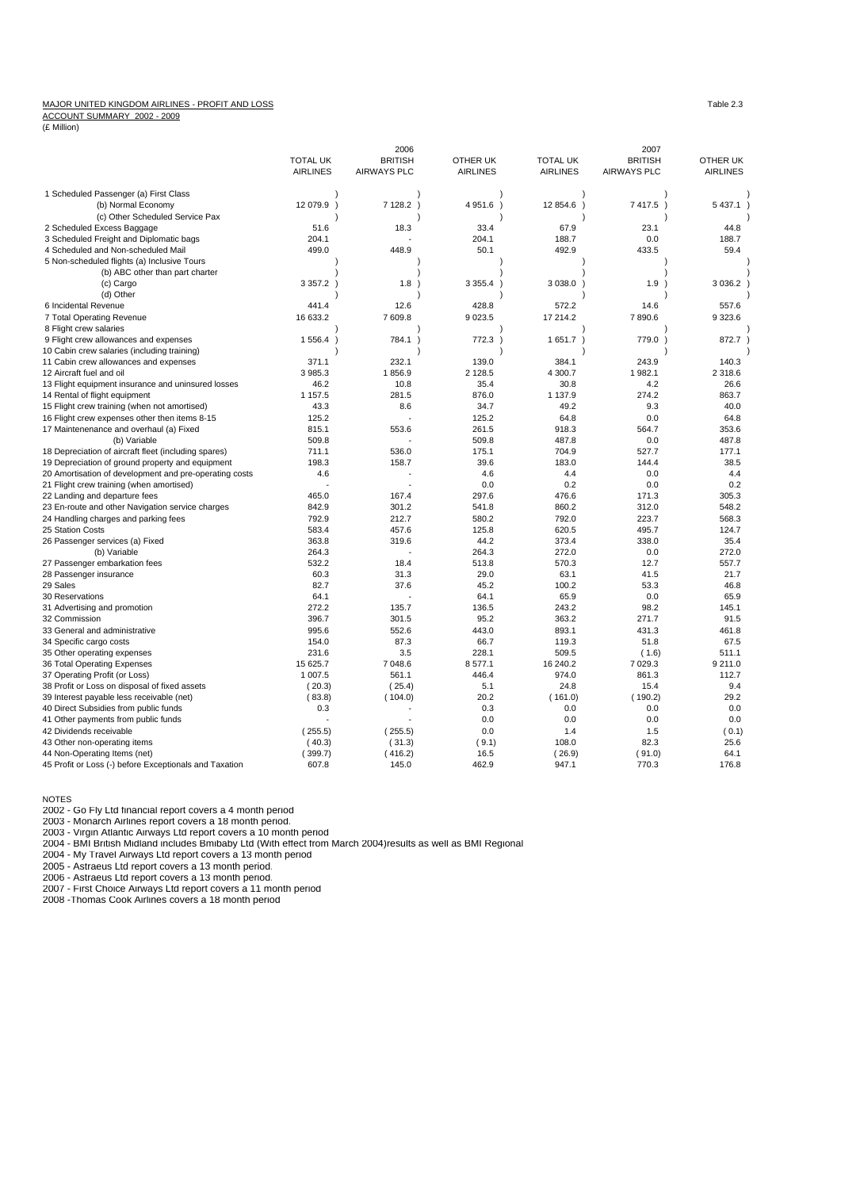MAJOR UNITED KINGDOM AIRLINES - PROFIT AND LOSS

Table 2.3

ACCOUNT SUMMARY 2002 - 2009

(£ Million)

| | 2006 | | | 2007 | | |
|---|---|---|---|---|---|---|
| | TOTAL UK AIRLINES | BRITISH AIRWAYS PLC | OTHER UK AIRLINES | TOTAL UK AIRLINES | BRITISH AIRWAYS PLC | OTHER UK AIRLINES |
| 1 Scheduled Passenger (a) First Class | ) | ) | ) | ) | ) | ) |
| (b) Normal Economy | 12 079.9 ) | 7 128.2 ) | 4 951.6 ) | 12 854.6 ) | 7 417.5 ) | 5 437.1 ) |
| (c) Other Scheduled Service Pax | ) | ) | ) | ) | ) | ) |
| 2 Scheduled Excess Baggage | 51.6 | 18.3 | 33.4 | 67.9 | 23.1 | 44.8 |
| 3 Scheduled Freight and Diplomatic bags | 204.1 | - | 204.1 | 188.7 | 0.0 | 188.7 |
| 4 Scheduled and Non-scheduled Mail | 499.0 | 448.9 | 50.1 | 492.9 | 433.5 | 59.4 |
| 5 Non-scheduled flights (a) Inclusive Tours | ) | ) | ) | ) | ) | ) |
| (b) ABC other than part charter | ) | ) | ) | ) | ) | ) |
| (c) Cargo | 3 357.2 ) | 1.8 ) | 3 355.4 ) | 3 038.0 ) | 1.9 ) | 3 036.2 ) |
| (d) Other | ) | ) | ) | ) | ) | ) |
| 6 Incidental Revenue | 441.4 | 12.6 | 428.8 | 572.2 | 14.6 | 557.6 |
| 7 Total Operating Revenue | 16 633.2 | 7 609.8 | 9 023.5 | 17 214.2 | 7 890.6 | 9 323.6 |
| 8 Flight crew salaries | ) | ) | ) | ) | ) | ) |
| 9 Flight crew allowances and expenses | 1 556.4 ) | 784.1 ) | 772.3 ) | 1 651.7 ) | 779.0 ) | 872.7 ) |
| 10 Cabin crew salaries (including training) | ) | ) | ) | ) | ) | ) |
| 11 Cabin crew allowances and expenses | 371.1 | 232.1 | 139.0 | 384.1 | 243.9 | 140.3 |
| 12 Aircraft fuel and oil | 3 985.3 | 1 856.9 | 2 128.5 | 4 300.7 | 1 982.1 | 2 318.6 |
| 13 Flight equipment insurance and uninsured losses | 46.2 | 10.8 | 35.4 | 30.8 | 4.2 | 26.6 |
| 14 Rental of flight equipment | 1 157.5 | 281.5 | 876.0 | 1 137.9 | 274.2 | 863.7 |
| 15 Flight crew training (when not amortised) | 43.3 | 8.6 | 34.7 | 49.2 | 9.3 | 40.0 |
| 16 Flight crew expenses other then items 8-15 | 125.2 | - | 125.2 | 64.8 | 0.0 | 64.8 |
| 17 Maintenenance and overhaul (a) Fixed | 815.1 | 553.6 | 261.5 | 918.3 | 564.7 | 353.6 |
| (b) Variable | 509.8 | - | 509.8 | 487.8 | 0.0 | 487.8 |
| 18 Depreciation of aircraft fleet (including spares) | 711.1 | 536.0 | 175.1 | 704.9 | 527.7 | 177.1 |
| 19 Depreciation of ground property and equipment | 198.3 | 158.7 | 39.6 | 183.0 | 144.4 | 38.5 |
| 20 Amortisation of development and pre-operating costs | 4.6 | - | 4.6 | 4.4 | 0.0 | 4.4 |
| 21 Flight crew training (when amortised) | - | - | 0.0 | 0.2 | 0.0 | 0.2 |
| 22 Landing and departure fees | 465.0 | 167.4 | 297.6 | 476.6 | 171.3 | 305.3 |
| 23 En-route and other Navigation service charges | 842.9 | 301.2 | 541.8 | 860.2 | 312.0 | 548.2 |
| 24 Handling charges and parking fees | 792.9 | 212.7 | 580.2 | 792.0 | 223.7 | 568.3 |
| 25 Station Costs | 583.4 | 457.6 | 125.8 | 620.5 | 495.7 | 124.7 |
| 26 Passenger services (a) Fixed | 363.8 | 319.6 | 44.2 | 373.4 | 338.0 | 35.4 |
| (b) Variable | 264.3 | - | 264.3 | 272.0 | 0.0 | 272.0 |
| 27 Passenger embarkation fees | 532.2 | 18.4 | 513.8 | 570.3 | 12.7 | 557.7 |
| 28 Passenger insurance | 60.3 | 31.3 | 29.0 | 63.1 | 41.5 | 21.7 |
| 29 Sales | 82.7 | 37.6 | 45.2 | 100.2 | 53.3 | 46.8 |
| 30 Reservations | 64.1 | - | 64.1 | 65.9 | 0.0 | 65.9 |
| 31 Advertising and promotion | 272.2 | 135.7 | 136.5 | 243.2 | 98.2 | 145.1 |
| 32 Commission | 396.7 | 301.5 | 95.2 | 363.2 | 271.7 | 91.5 |
| 33 General and administrative | 995.6 | 552.6 | 443.0 | 893.1 | 431.3 | 461.8 |
| 34 Specific cargo costs | 154.0 | 87.3 | 66.7 | 119.3 | 51.8 | 67.5 |
| 35 Other operating expenses | 231.6 | 3.5 | 228.1 | 509.5 | ( 1.6) | 511.1 |
| 36 Total Operating Expenses | 15 625.7 | 7 048.6 | 8 577.1 | 16 240.2 | 7 029.3 | 9 211.0 |
| 37 Operating Profit (or Loss) | 1 007.5 | 561.1 | 446.4 | 974.0 | 861.3 | 112.7 |
| 38 Profit or Loss on disposal of fixed assets | ( 20.3) | ( 25.4) | 5.1 | 24.8 | 15.4 | 9.4 |
| 39 Interest payable less receivable (net) | ( 83.8) | ( 104.0) | 20.2 | ( 161.0) | ( 190.2) | 29.2 |
| 40 Direct Subsidies from public funds | 0.3 | - | 0.3 | 0.0 | 0.0 | 0.0 |
| 41 Other payments from public funds | - | - | 0.0 | 0.0 | 0.0 | 0.0 |
| 42 Dividends receivable | ( 255.5) | ( 255.5) | 0.0 | 1.4 | 1.5 | ( 0.1) |
| 43 Other non-operating items | ( 40.3) | ( 31.3) | ( 9.1) | 108.0 | 82.3 | 25.6 |
| 44 Non-Operating Items (net) | ( 399.7) | ( 416.2) | 16.5 | ( 26.9) | ( 91.0) | 64.1 |
| 45 Profit or Loss (-) before Exceptionals and Taxation | 607.8 | 145.0 | 462.9 | 947.1 | 770.3 | 176.8 |

NOTES

2002 - Go Fly Ltd financial report covers a 4 month period

2003 - Monarch Airlines report covers a 18 month period.

2003 - Virgin Atlantic Airways Ltd report covers a 10 month period

2004 - BMI British Midland includes Bmibaby Ltd (With effect from March 2004)results as well as BMI Regional

2004 - My Travel Airways Ltd report covers a 13 month period

2005 - Astraeus Ltd report covers a 13 month period.

2006 - Astraeus Ltd report covers a 13 month period.

2007 - First Choice Airways Ltd report covers a 11 month period

2008 -Thomas Cook Airlines covers a 18 month period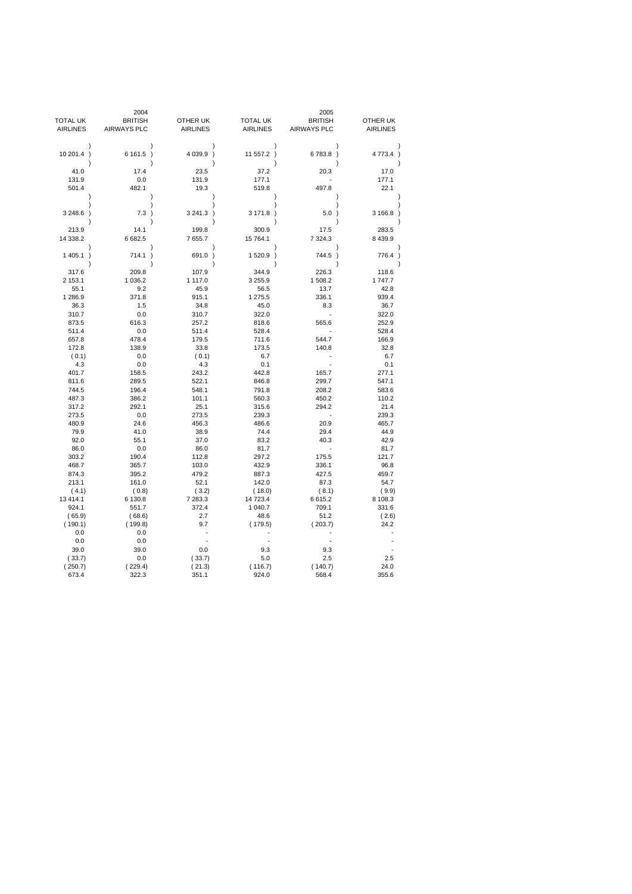| 2004 | | | 2005 | | |
|---|---|---|---|---|---|
| TOTAL UK AIRLINES | BRITISH AIRWAYS PLC | OTHER UK AIRLINES | TOTAL UK AIRLINES | BRITISH AIRWAYS PLC | OTHER UK AIRLINES |
| 10 201.4 | 6 161.5 | 4 039.9 | 11 557.2 | 6 783.8 | 4 773.4 |
| 41.0 | 17.4 | 23.5 | 37.2 | 20.3 | 17.0 |
| 131.9 | 0.0 | 131.9 | 177.1 | - | 177.1 |
| 501.4 | 482.1 | 19.3 | 519.8 | 497.8 | 22.1 |
| 3 248.6 | 7.3 | 3 241.3 | 3 171.8 | 5.0 | 3 166.8 |
| 213.9 | 14.1 | 199.8 | 300.9 | 17.5 | 283.5 |
| 14 338.2 | 6 682.5 | 7 655.7 | 15 764.1 | 7 324.3 | 8 439.9 |
| 1 405.1 | 714.1 | 691.0 | 1 520.9 | 744.5 | 776.4 |
| 317.6 | 209.8 | 107.9 | 344.9 | 226.3 | 118.6 |
| 2 153.1 | 1 036.2 | 1 117.0 | 3 255.9 | 1 508.2 | 1 747.7 |
| 55.1 | 9.2 | 45.9 | 56.5 | 13.7 | 42.8 |
| 1 286.9 | 371.8 | 915.1 | 1 275.5 | 336.1 | 939.4 |
| 36.3 | 1.5 | 34.8 | 45.0 | 8.3 | 36.7 |
| 310.7 | 0.0 | 310.7 | 322.0 | - | 322.0 |
| 873.5 | 616.3 | 257.2 | 818.6 | 565.6 | 252.9 |
| 511.4 | 0.0 | 511.4 | 528.4 | - | 528.4 |
| 657.8 | 478.4 | 179.5 | 711.6 | 544.7 | 166.9 |
| 172.8 | 138.9 | 33.8 | 173.5 | 140.8 | 32.8 |
| ( 0.1) | 0.0 | ( 0.1) | 6.7 | - | 6.7 |
| 4.3 | 0.0 | 4.3 | 0.1 | - | 0.1 |
| 401.7 | 158.5 | 243.2 | 442.8 | 165.7 | 277.1 |
| 811.6 | 289.5 | 522.1 | 846.8 | 299.7 | 547.1 |
| 744.5 | 196.4 | 548.1 | 791.8 | 208.2 | 583.6 |
| 487.3 | 386.2 | 101.1 | 560.3 | 450.2 | 110.2 |
| 317.2 | 292.1 | 25.1 | 315.6 | 294.2 | 21.4 |
| 273.5 | 0.0 | 273.5 | 239.3 | - | 239.3 |
| 480.9 | 24.6 | 456.3 | 486.6 | 20.9 | 465.7 |
| 79.9 | 41.0 | 38.9 | 74.4 | 29.4 | 44.9 |
| 92.0 | 55.1 | 37.0 | 83.2 | 40.3 | 42.9 |
| 86.0 | 0.0 | 86.0 | 81.7 | - | 81.7 |
| 303.2 | 190.4 | 112.8 | 297.2 | 175.5 | 121.7 |
| 468.7 | 365.7 | 103.0 | 432.9 | 336.1 | 96.8 |
| 874.3 | 395.2 | 479.2 | 887.3 | 427.5 | 459.7 |
| 213.1 | 161.0 | 52.1 | 142.0 | 87.3 | 54.7 |
| ( 4.1) | ( 0.8) | ( 3.2) | ( 18.0) | ( 8.1) | ( 9.9) |
| 13 414.1 | 6 130.8 | 7 283.3 | 14 723.4 | 6 615.2 | 8 108.3 |
| 924.1 | 551.7 | 372.4 | 1 040.7 | 709.1 | 331.6 |
| ( 65.9) | ( 68.6) | 2.7 | 48.6 | 51.2 | ( 2.6) |
| ( 190.1) | ( 199.8) | 9.7 | ( 179.5) | ( 203.7) | 24.2 |
| 0.0 | 0.0 | - | - | - | - |
| 0.0 | 0.0 | - | - | - | - |
| 39.0 | 39.0 | 0.0 | 9.3 | 9.3 | - |
| ( 33.7) | 0.0 | ( 33.7) | 5.0 | 2.5 | 2.5 |
| ( 250.7) | ( 229.4) | ( 21.3) | ( 116.7) | ( 140.7) | 24.0 |
| 673.4 | 322.3 | 351.1 | 924.0 | 568.4 | 355.6 |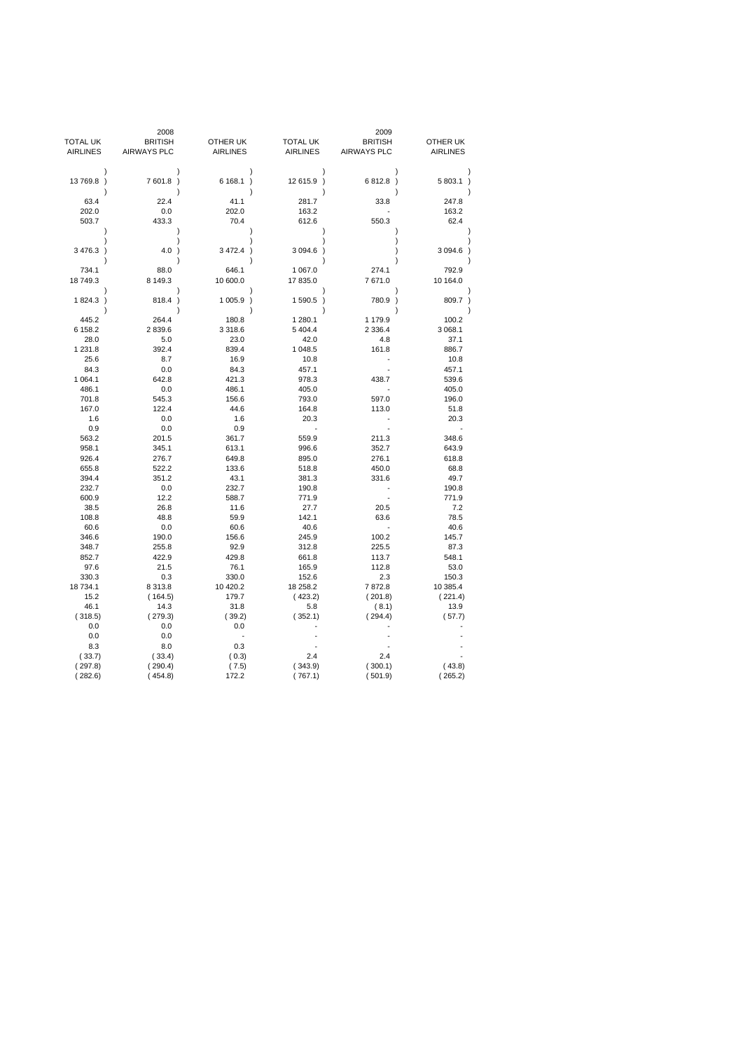| | 2008 | | | 2009 | |
|---|---|---|---|---|---|
| TOTAL UK AIRLINES | BRITISH AIRWAYS PLC | OTHER UK AIRLINES | TOTAL UK AIRLINES | BRITISH AIRWAYS PLC | OTHER UK AIRLINES |
| 13 769.8 | 7 601.8 | 6 168.1 | 12 615.9 | 6 812.8 | 5 803.1 |
| 63.4 | 22.4 | 41.1 | 281.7 | 33.8 | 247.8 |
| 202.0 | 0.0 | 202.0 | 163.2 | - | 163.2 |
| 503.7 | 433.3 | 70.4 | 612.6 | 550.3 | 62.4 |
| 3 476.3 | 4.0 | 3 472.4 | 3 094.6 | | 3 094.6 |
| 734.1 | 88.0 | 646.1 | 1 067.0 | 274.1 | 792.9 |
| 18 749.3 | 8 149.3 | 10 600.0 | 17 835.0 | 7 671.0 | 10 164.0 |
| 1 824.3 | 818.4 | 1 005.9 | 1 590.5 | 780.9 | 809.7 |
| 445.2 | 264.4 | 180.8 | 1 280.1 | 1 179.9 | 100.2 |
| 6 158.2 | 2 839.6 | 3 318.6 | 5 404.4 | 2 336.4 | 3 068.1 |
| 28.0 | 5.0 | 23.0 | 42.0 | 4.8 | 37.1 |
| 1 231.8 | 392.4 | 839.4 | 1 048.5 | 161.8 | 886.7 |
| 25.6 | 8.7 | 16.9 | 10.8 | - | 10.8 |
| 84.3 | 0.0 | 84.3 | 457.1 | - | 457.1 |
| 1 064.1 | 642.8 | 421.3 | 978.3 | 438.7 | 539.6 |
| 486.1 | 0.0 | 486.1 | 405.0 | - | 405.0 |
| 701.8 | 545.3 | 156.6 | 793.0 | 597.0 | 196.0 |
| 167.0 | 122.4 | 44.6 | 164.8 | 113.0 | 51.8 |
| 1.6 | 0.0 | 1.6 | 20.3 | - | 20.3 |
| 0.9 | 0.0 | 0.9 | - | - | - |
| 563.2 | 201.5 | 361.7 | 559.9 | 211.3 | 348.6 |
| 958.1 | 345.1 | 613.1 | 996.6 | 352.7 | 643.9 |
| 926.4 | 276.7 | 649.8 | 895.0 | 276.1 | 618.8 |
| 655.8 | 522.2 | 133.6 | 518.8 | 450.0 | 68.8 |
| 394.4 | 351.2 | 43.1 | 381.3 | 331.6 | 49.7 |
| 232.7 | 0.0 | 232.7 | 190.8 | - | 190.8 |
| 600.9 | 12.2 | 588.7 | 771.9 | - | 771.9 |
| 38.5 | 26.8 | 11.6 | 27.7 | 20.5 | 7.2 |
| 108.8 | 48.8 | 59.9 | 142.1 | 63.6 | 78.5 |
| 60.6 | 0.0 | 60.6 | 40.6 | - | 40.6 |
| 346.6 | 190.0 | 156.6 | 245.9 | 100.2 | 145.7 |
| 348.7 | 255.8 | 92.9 | 312.8 | 225.5 | 87.3 |
| 852.7 | 422.9 | 429.8 | 661.8 | 113.7 | 548.1 |
| 97.6 | 21.5 | 76.1 | 165.9 | 112.8 | 53.0 |
| 330.3 | 0.3 | 330.0 | 152.6 | 2.3 | 150.3 |
| 18 734.1 | 8 313.8 | 10 420.2 | 18 258.2 | 7 872.8 | 10 385.4 |
| 15.2 | ( 164.5) | 179.7 | ( 423.2) | ( 201.8) | ( 221.4) |
| 46.1 | 14.3 | 31.8 | 5.8 | ( 8.1) | 13.9 |
| ( 318.5) | ( 279.3) | ( 39.2) | ( 352.1) | ( 294.4) | ( 57.7) |
| 0.0 | 0.0 | 0.0 | - | - | - |
| 0.0 | 0.0 | - | - | - | - |
| 8.3 | 8.0 | 0.3 | - | - | - |
| ( 33.7) | ( 33.4) | ( 0.3) | 2.4 | 2.4 | - |
| ( 297.8) | ( 290.4) | ( 7.5) | ( 343.9) | ( 300.1) | ( 43.8) |
| ( 282.6) | ( 454.8) | 172.2 | ( 767.1) | ( 501.9) | ( 265.2) |